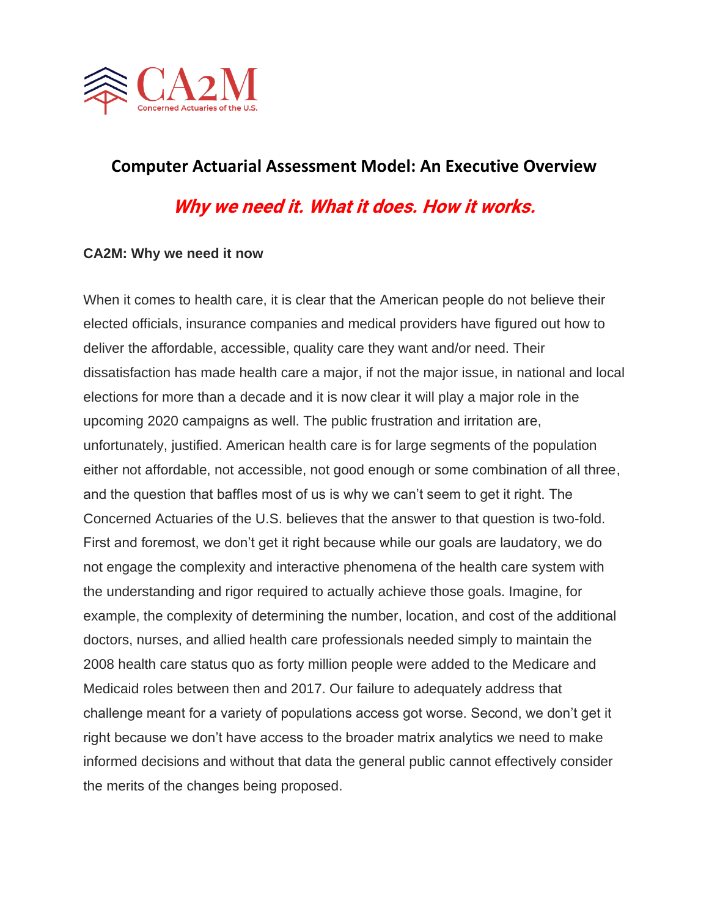CA2M

Concerned Actuaries of the U.S.

# Computer Actuarial Assessment Model: An Executive Overview

## *Why we need it. What it does. How it works.*

**CA2M: Why we need it now**

When it comes to health care, it is clear that the American people do not believe their elected officials, insurance companies and medical providers have figured out how to deliver the affordable, accessible, quality care they want and/or need. Their dissatisfaction has made health care a major, if not the major issue, in national and local elections for more than a decade and it is now clear it will play a major role in the upcoming 2020 campaigns as well. The public frustration and irritation are, unfortunately, justified. American health care is for large segments of the population either not affordable, not accessible, not good enough or some combination of all three, and the question that baffles most of us is why we can't seem to get it right. The Concerned Actuaries of the U.S. believes that the answer to that question is two-fold. First and foremost, we don't get it right because while our goals are laudatory, we do not engage the complexity and interactive phenomena of the health care system with the understanding and rigor required to actually achieve those goals. Imagine, for example, the complexity of determining the number, location, and cost of the additional doctors, nurses, and allied health care professionals needed simply to maintain the 2008 health care status quo as forty million people were added to the Medicare and Medicaid roles between then and 2017. Our failure to adequately address that challenge meant for a variety of populations access got worse. Second, we don't get it right because we don't have access to the broader matrix analytics we need to make informed decisions and without that data the general public cannot effectively consider the merits of the changes being proposed.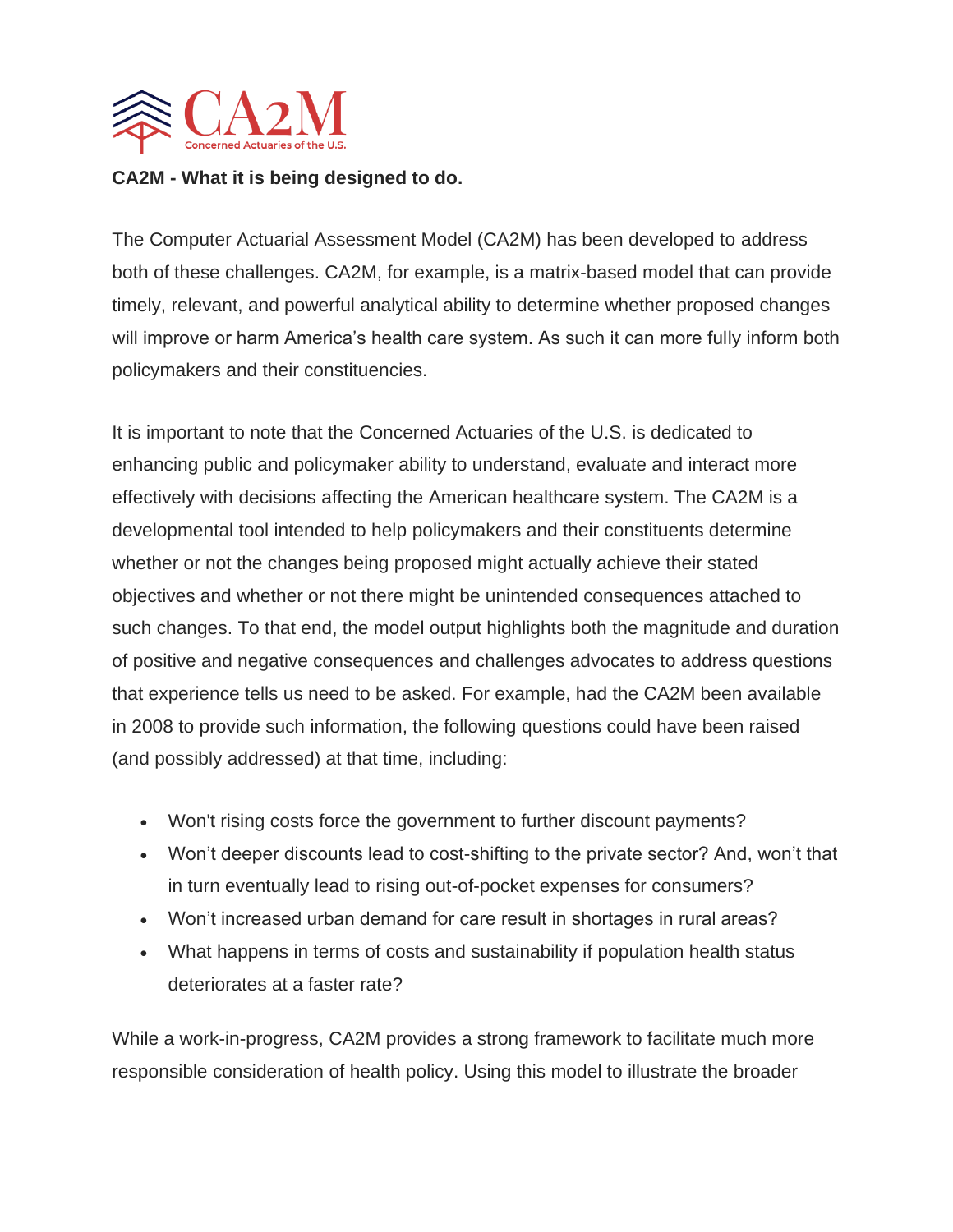**CA2M - What it is being designed to do.**

The Computer Actuarial Assessment Model (CA2M) has been developed to address both of these challenges. CA2M, for example, is a matrix-based model that can provide timely, relevant, and powerful analytical ability to determine whether proposed changes will improve or harm America's health care system. As such it can more fully inform both policymakers and their constituencies.

It is important to note that the Concerned Actuaries of the U.S. is dedicated to enhancing public and policymaker ability to understand, evaluate and interact more effectively with decisions affecting the American healthcare system. The CA2M is a developmental tool intended to help policymakers and their constituents determine whether or not the changes being proposed might actually achieve their stated objectives and whether or not there might be unintended consequences attached to such changes. To that end, the model output highlights both the magnitude and duration of positive and negative consequences and challenges advocates to address questions that experience tells us need to be asked. For example, had the CA2M been available in 2008 to provide such information, the following questions could have been raised (and possibly addressed) at that time, including:

- Won't rising costs force the government to further discount payments?
- Won't deeper discounts lead to cost-shifting to the private sector? And, won't that in turn eventually lead to rising out-of-pocket expenses for consumers?
- Won't increased urban demand for care result in shortages in rural areas?
- What happens in terms of costs and sustainability if population health status deteriorates at a faster rate?

While a work-in-progress, CA2M provides a strong framework to facilitate much more responsible consideration of health policy. Using this model to illustrate the broader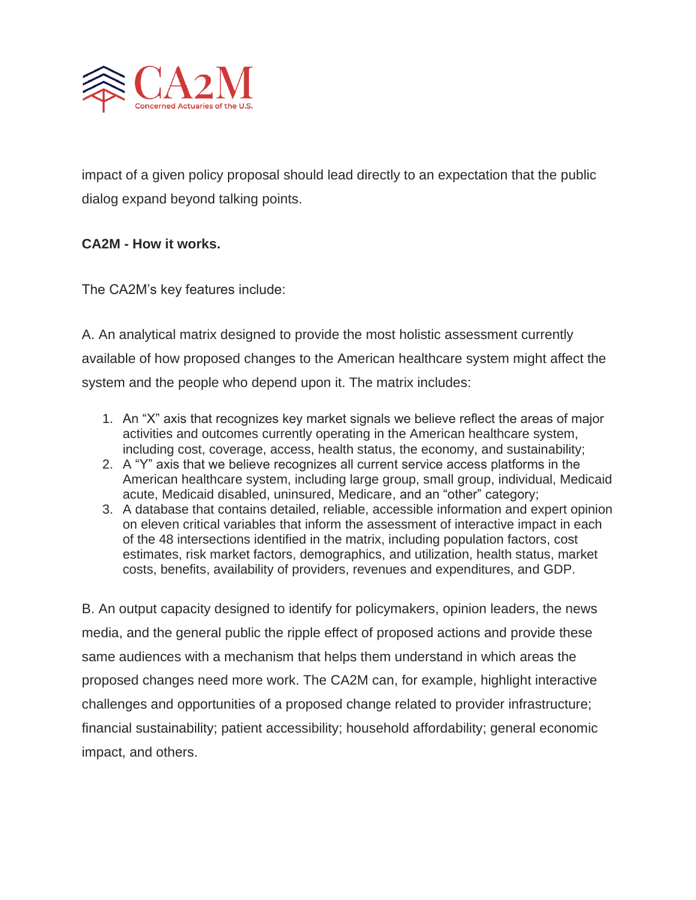impact of a given policy proposal should lead directly to an expectation that the public dialog expand beyond talking points.

**CA2M - How it works.**

The CA2M's key features include:

A. An analytical matrix designed to provide the most holistic assessment currently available of how proposed changes to the American healthcare system might affect the system and the people who depend upon it. The matrix includes:

1. An "X" axis that recognizes key market signals we believe reflect the areas of major activities and outcomes currently operating in the American healthcare system, including cost, coverage, access, health status, the economy, and sustainability;
2. A "Y" axis that we believe recognizes all current service access platforms in the American healthcare system, including large group, small group, individual, Medicaid acute, Medicaid disabled, uninsured, Medicare, and an "other" category;
3. A database that contains detailed, reliable, accessible information and expert opinion on eleven critical variables that inform the assessment of interactive impact in each of the 48 intersections identified in the matrix, including population factors, cost estimates, risk market factors, demographics, and utilization, health status, market costs, benefits, availability of providers, revenues and expenditures, and GDP.

B. An output capacity designed to identify for policymakers, opinion leaders, the news media, and the general public the ripple effect of proposed actions and provide these same audiences with a mechanism that helps them understand in which areas the proposed changes need more work. The CA2M can, for example, highlight interactive challenges and opportunities of a proposed change related to provider infrastructure; financial sustainability; patient accessibility; household affordability; general economic impact, and others.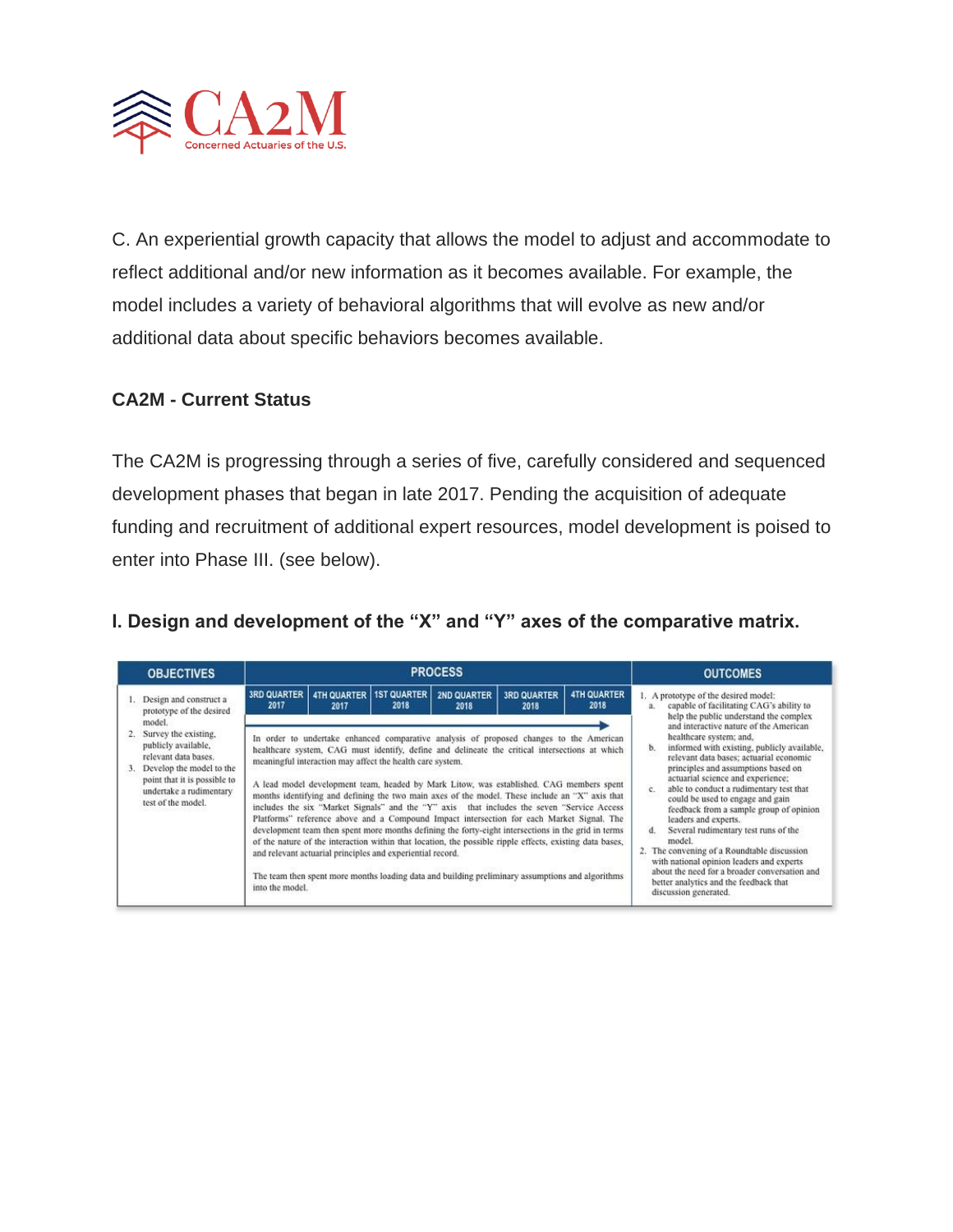C. An experiential growth capacity that allows the model to adjust and accommodate to reflect additional and/or new information as it becomes available. For example, the model includes a variety of behavioral algorithms that will evolve as new and/or additional data about specific behaviors becomes available.

**CA2M - Current Status**

The CA2M is progressing through a series of five, carefully considered and sequenced development phases that began in late 2017. Pending the acquisition of adequate funding and recruitment of additional expert resources, model development is poised to enter into Phase III. (see below).

**I. Design and development of the "X" and "Y" axes of the comparative matrix.**

| OBJECTIVES | PROCESS | | | | | | OUTCOMES |
|---|---|---|---|---|---|---|---|
| | 3RD QUARTER 2017 | 4TH QUARTER 2017 | 1ST QUARTER 2018 | 2ND QUARTER 2018 | 3RD QUARTER 2018 | 4TH QUARTER 2018 | |
| 1. Design and construct a prototype of the desired model.<br>2. Survey the existing, publicly available, relevant data bases.<br>3. Develop the model to the point that it is possible to undertake a rudimentary test of the model. | In order to undertake enhanced comparative analysis of proposed changes to the American healthcare system, CAG must identify, define and delineate the critical intersections at which meaningful interaction may affect the health care system.<br><br>A lead model development team, headed by Mark Litow, was established. CAG members spent months identifying and defining the two main axes of the model. These include an "X" axis that includes the six "Market Signals" and the "Y" axis that includes the seven "Service Access Platforms" reference above and a Compound Impact intersection for each Market Signal. The development team then spent more months defining the forty-eight intersections in the grid in terms of the nature of the interaction within that location, the possible ripple effects, existing data bases, and relevant actuarial principles and experiential record.<br><br>The team then spent more months loading data and building preliminary assumptions and algorithms into the model. | | | | | | 1. A prototype of the desired model:<br>a. capable of facilitating CAG's ability to help the public understand the complex and interactive nature of the American healthcare system; and,<br>b. informed with existing, publicly available, relevant data bases; actuarial economic principles and assumptions based on actuarial science and experience;<br>c. able to conduct a rudimentary test that could be used to engage and gain feedback from a sample group of opinion leaders and experts.<br>d. Several rudimentary test runs of the model.<br>2. The convening of a Roundtable discussion with national opinion leaders and experts about the need for a broader conversation and better analytics and the feedback that discussion generated. |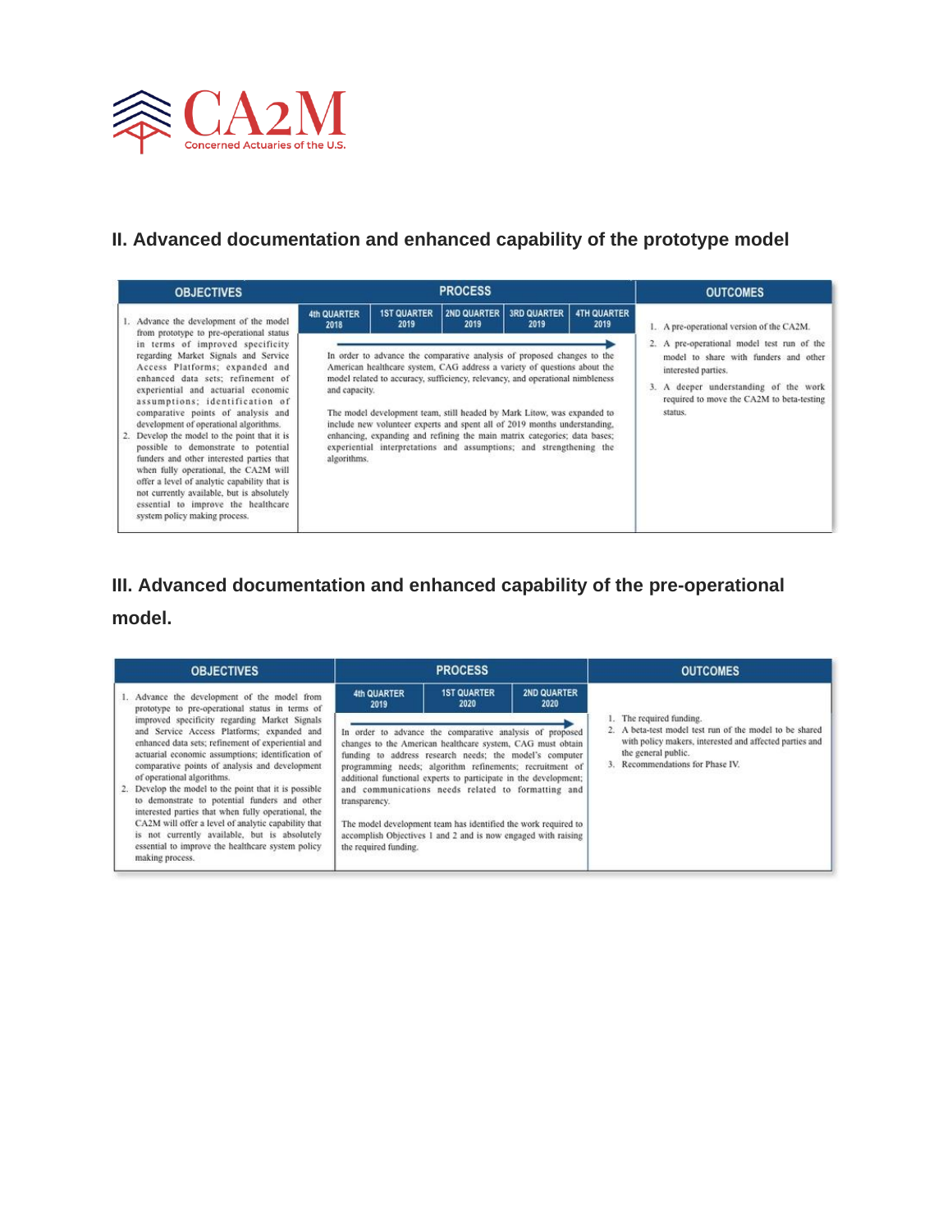## II. Advanced documentation and enhanced capability of the prototype model

| OBJECTIVES | PROCESS | | | | | OUTCOMES |
|---|---|---|---|---|---|---|
| | 4th QUARTER 2018 | 1ST QUARTER 2019 | 2ND QUARTER 2019 | 3RD QUARTER 2019 | 4TH QUARTER 2019 | |
| 1. Advance the development of the model from prototype to pre-operational status in terms of improved specificity regarding Market Signals and Service Access Platforms; expanded and enhanced data sets; refinement of experiential and actuarial economic assumptions; identification of comparative points of analysis and development of operational algorithms. 2. Develop the model to the point that it is possible to demonstrate to potential funders and other interested parties that when fully operational, the CA2M will offer a level of analytic capability that is not currently available, but is absolutely essential to improve the healthcare system policy making process. | In order to advance the comparative analysis of proposed changes to the American healthcare system, CAG address a variety of questions about the model related to accuracy, sufficiency, relevancy, and operational nimbleness and capacity. The model development team, still headed by Mark Litow, was expanded to include new volunteer experts and spent all of 2019 months understanding, enhancing, expanding and refining the main matrix categories; data bases; experiential interpretations and assumptions; and strengthening the algorithms. | | | | | 1. A pre-operational version of the CA2M. 2. A pre-operational model test run of the model to share with funders and other interested parties. 3. A deeper understanding of the work required to move the CA2M to beta-testing status. |

## III. Advanced documentation and enhanced capability of the pre-operational model.

| OBJECTIVES | PROCESS | | | OUTCOMES |
|---|---|---|---|---|
| | 4th QUARTER 2019 | 1ST QUARTER 2020 | 2ND QUARTER 2020 | |
| 1. Advance the development of the model from prototype to pre-operational status in terms of improved specificity regarding Market Signals and Service Access Platforms; expanded and enhanced data sets; refinement of experiential and actuarial economic assumptions; identification of comparative points of analysis and development of operational algorithms. 2. Develop the model to the point that it is possible to demonstrate to potential funders and other interested parties that when fully operational, the CA2M will offer a level of analytic capability that is not currently available, but is absolutely essential to improve the healthcare system policy making process. | In order to advance the comparative analysis of proposed changes to the American healthcare system, CAG must obtain funding to address research needs; the model's computer programming needs; algorithm refinements; recruitment of additional functional experts to participate in the development; and communications needs related to formatting and transparency. The model development team has identified the work required to accomplish Objectives 1 and 2 and is now engaged with raising the required funding. | | | 1. The required funding. 2. A beta-test model test run of the model to be shared with policy makers, interested and affected parties and the general public. 3. Recommendations for Phase IV. |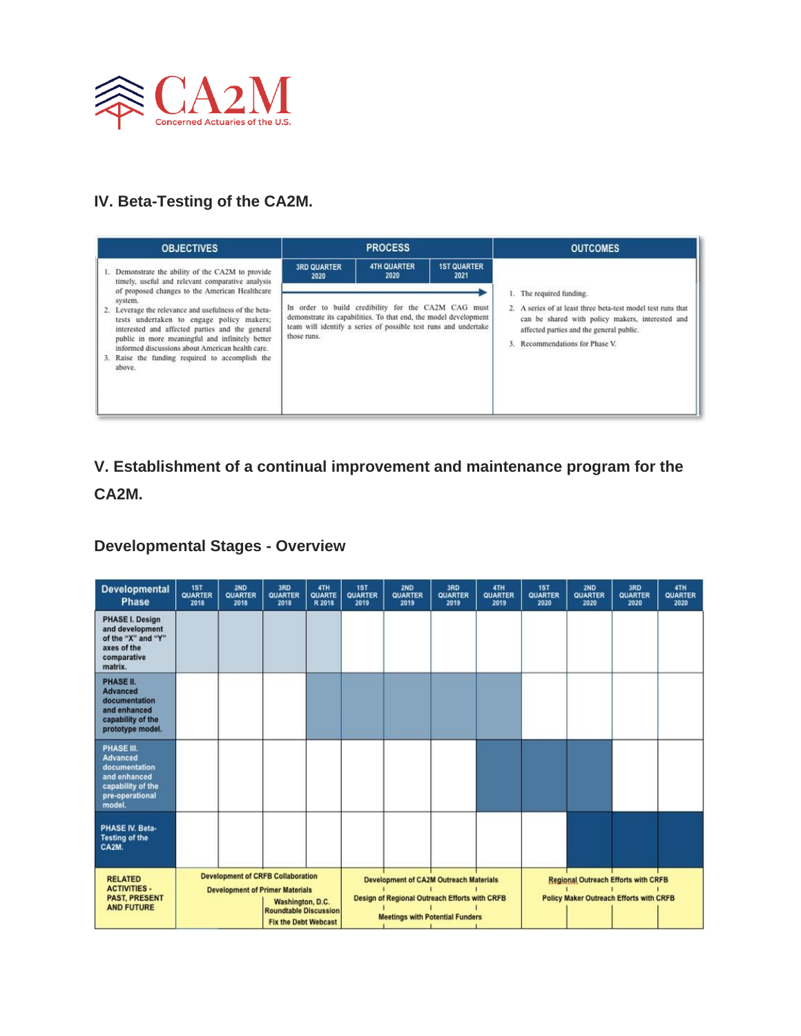## IV. Beta-Testing of the CA2M.

| OBJECTIVES | PROCESS | | | OUTCOMES |
|---|---|---|---|---|
| | 3RD QUARTER 2020 | 4TH QUARTER 2020 | 1ST QUARTER 2021 | |
| 1. Demonstrate the ability of the CA2M to provide timely, useful and relevant comparative analysis of proposed changes to the American Healthcare system.<br>2. Leverage the relevance and usefulness of the beta-tests undertaken to engage policy makers; interested and affected parties and the general public in more meaningful and infinitely better informed discussions about American health care.<br>3. Raise the funding required to accomplish the above. | In order to build credibility for the CA2M CAG must demonstrate its capabilities. To that end, the model development team will identify a series of possible test runs and undertake those runs. | | | 1. The required funding.<br>2. A series of at least three beta-test model test runs that can be shared with policy makers, interested and affected parties and the general public.<br>3. Recommendations for Phase V. |

## V. Establishment of a continual improvement and maintenance program for the CA2M.

### Developmental Stages - Overview

| Developmental Phase | 1ST QUARTER 2018 | 2ND QUARTER 2018 | 3RD QUARTER 2018 | 4TH QUARTER 2018 | 1ST QUARTER 2019 | 2ND QUARTER 2019 | 3RD QUARTER 2019 | 4TH QUARTER 2019 | 1ST QUARTER 2020 | 2ND QUARTER 2020 | 3RD QUARTER 2020 | 4TH QUARTER 2020 |
|---|---|---|---|---|---|---|---|---|---|---|---|---|
| PHASE I. Design and development of the "X" and "Y" axes of the comparative matrix. | ■ | ■ | ■ | ■ | | | | | | | | |
| PHASE II. Advanced documentation and enhanced capability of the prototype model. | | | | ■ | ■ | ■ | ■ | ■ | | | | |
| PHASE III. Advanced documentation and enhanced capability of the pre-operational model. | | | | | | | | ■ | ■ | ■ | | |
| PHASE IV. Beta-Testing of the CA2M. | | | | | | | | | | ■ | ■ | ■ |
| RELATED ACTIVITIES - PAST, PRESENT AND FUTURE | Development of CRFB Collaboration<br>Development of Primer Materials | | Washington, D.C. Roundtable Discussion<br>Fix the Debt Webcast | | Development of CA2M Outreach Materials<br>Design of Regional Outreach Efforts with CRFB<br>Meetings with Potential Funders | | | | Regional Outreach Efforts with CRFB<br>Policy Maker Outreach Efforts with CRFB | | | |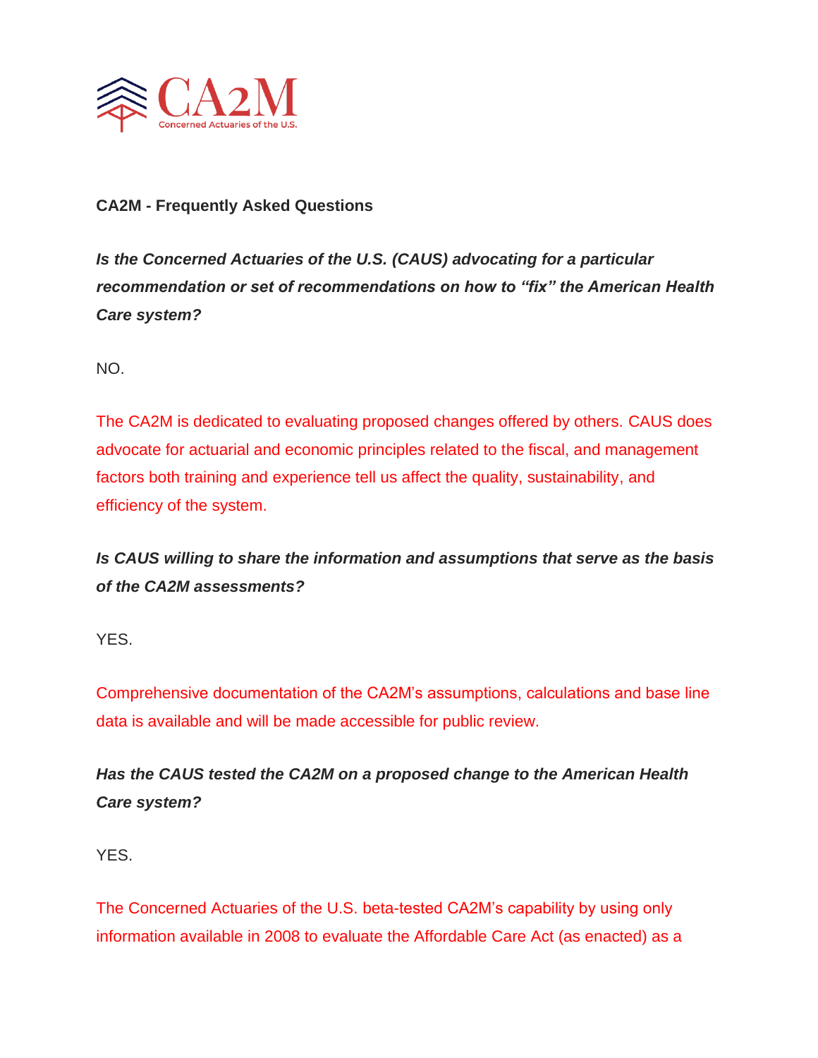CA2M

Concerned Actuaries of the U.S.

**CA2M - Frequently Asked Questions**

***Is the Concerned Actuaries of the U.S. (CAUS) advocating for a particular recommendation or set of recommendations on how to "fix" the American Health Care system?***

NO.

The CA2M is dedicated to evaluating proposed changes offered by others. CAUS does advocate for actuarial and economic principles related to the fiscal, and management factors both training and experience tell us affect the quality, sustainability, and efficiency of the system.

***Is CAUS willing to share the information and assumptions that serve as the basis of the CA2M assessments?***

YES.

Comprehensive documentation of the CA2M's assumptions, calculations and base line data is available and will be made accessible for public review.

***Has the CAUS tested the CA2M on a proposed change to the American Health Care system?***

YES.

The Concerned Actuaries of the U.S. beta-tested CA2M's capability by using only information available in 2008 to evaluate the Affordable Care Act (as enacted) as a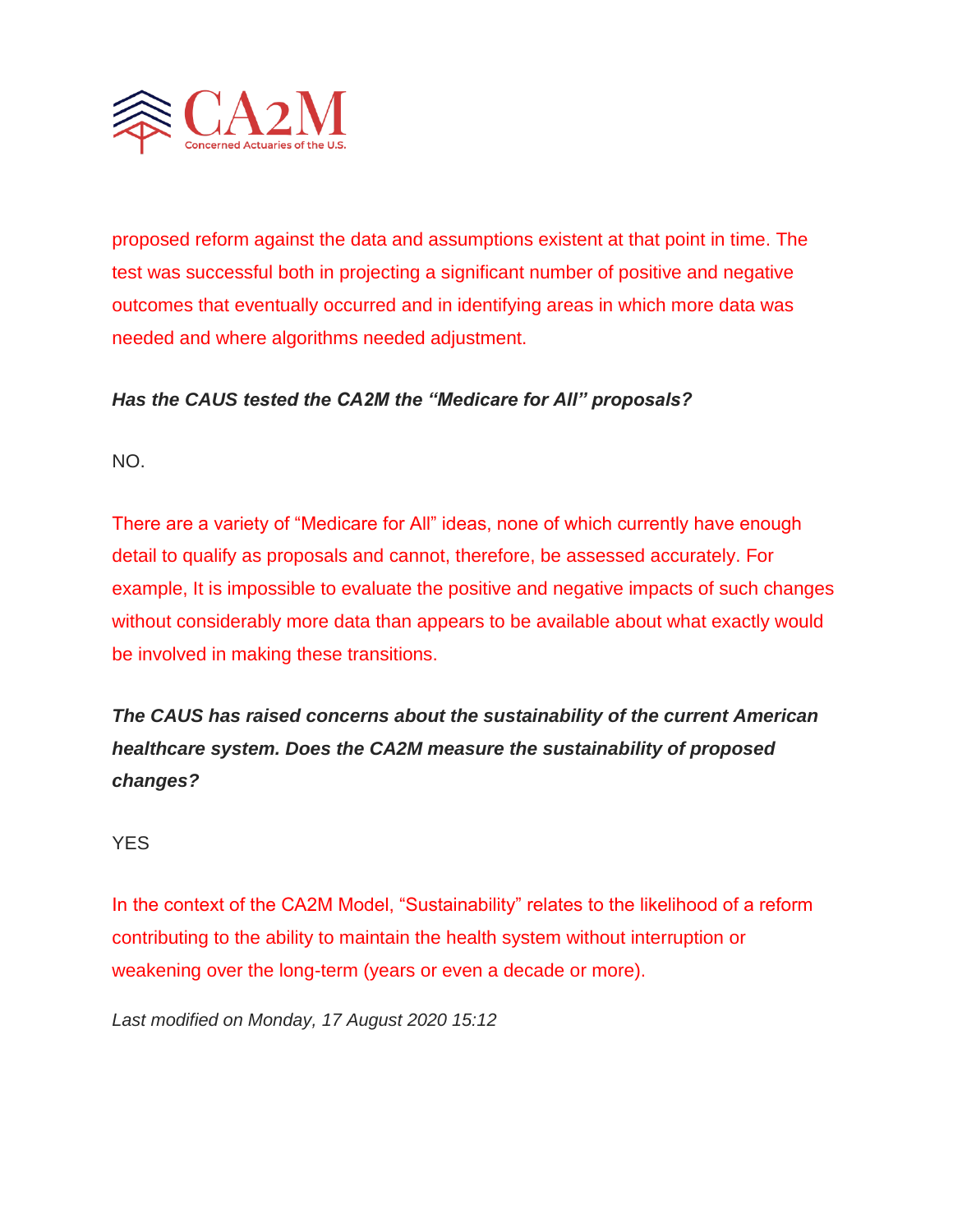proposed reform against the data and assumptions existent at that point in time. The test was successful both in projecting a significant number of positive and negative outcomes that eventually occurred and in identifying areas in which more data was needed and where algorithms needed adjustment.

***Has the CAUS tested the CA2M the "Medicare for All" proposals?***

NO.

There are a variety of "Medicare for All" ideas, none of which currently have enough detail to qualify as proposals and cannot, therefore, be assessed accurately. For example, It is impossible to evaluate the positive and negative impacts of such changes without considerably more data than appears to be available about what exactly would be involved in making these transitions.

***The CAUS has raised concerns about the sustainability of the current American healthcare system. Does the CA2M measure the sustainability of proposed changes?***

YES

In the context of the CA2M Model, "Sustainability" relates to the likelihood of a reform contributing to the ability to maintain the health system without interruption or weakening over the long-term (years or even a decade or more).

*Last modified on Monday, 17 August 2020 15:12*